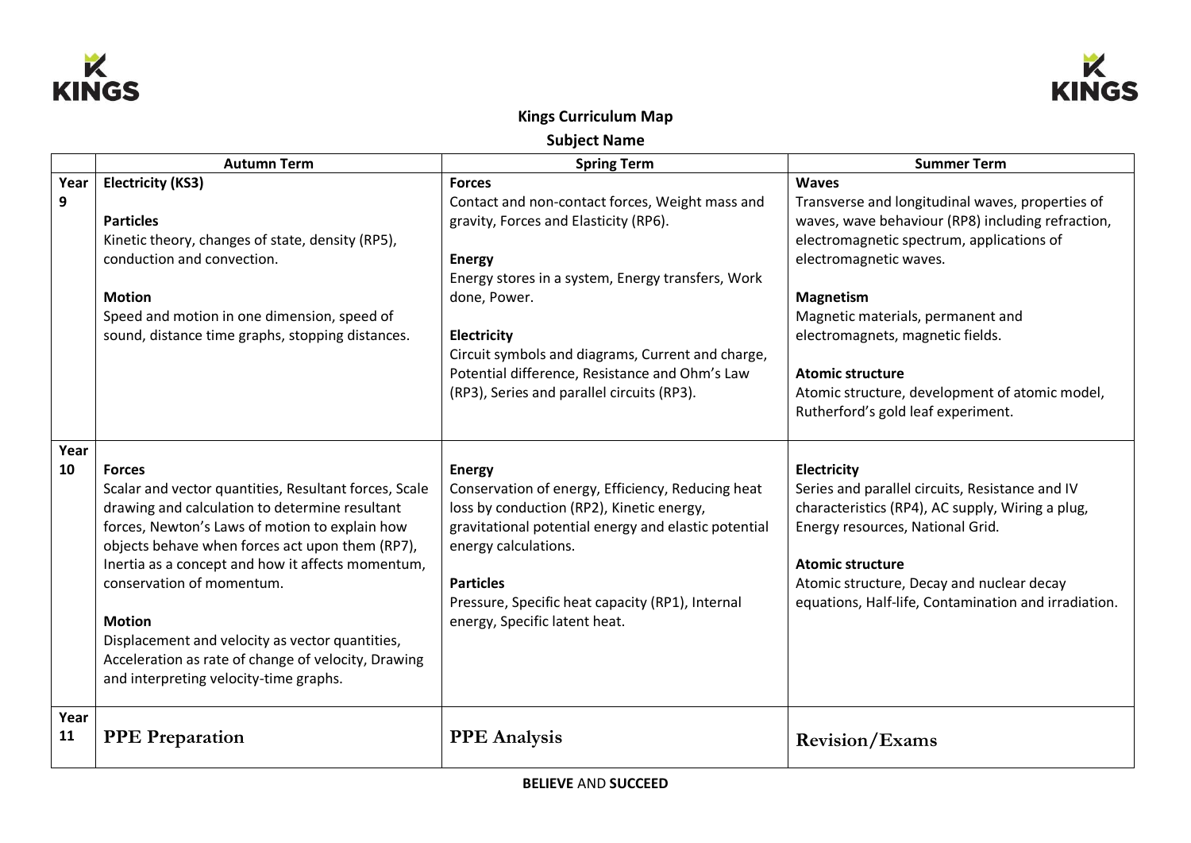# Kings Curriculum Map

## Subject Name

| | Autumn Term | Spring Term | Summer Term |
|---|---|---|---|
| Year 9 | **Electricity (KS3)**<br><br>**Particles**<br>Kinetic theory, changes of state, density (RP5), conduction and convection.<br><br>**Motion**<br>Speed and motion in one dimension, speed of sound, distance time graphs, stopping distances. | **Forces**<br>Contact and non-contact forces, Weight mass and gravity, Forces and Elasticity (RP6).<br><br>**Energy**<br>Energy stores in a system, Energy transfers, Work done, Power.<br><br>**Electricity**<br>Circuit symbols and diagrams, Current and charge, Potential difference, Resistance and Ohm's Law (RP3), Series and parallel circuits (RP3). | **Waves**<br>Transverse and longitudinal waves, properties of waves, wave behaviour (RP8) including refraction, electromagnetic spectrum, applications of electromagnetic waves.<br><br>**Magnetism**<br>Magnetic materials, permanent and electromagnets, magnetic fields.<br><br>**Atomic structure**<br>Atomic structure, development of atomic model, Rutherford's gold leaf experiment. |
| Year 10 | **Forces**<br>Scalar and vector quantities, Resultant forces, Scale drawing and calculation to determine resultant forces, Newton's Laws of motion to explain how objects behave when forces act upon them (RP7), Inertia as a concept and how it affects momentum, conservation of momentum.<br><br>**Motion**<br>Displacement and velocity as vector quantities, Acceleration as rate of change of velocity, Drawing and interpreting velocity-time graphs. | **Energy**<br>Conservation of energy, Efficiency, Reducing heat loss by conduction (RP2), Kinetic energy, gravitational potential energy and elastic potential energy calculations.<br><br>**Particles**<br>Pressure, Specific heat capacity (RP1), Internal energy, Specific latent heat. | **Electricity**<br>Series and parallel circuits, Resistance and IV characteristics (RP4), AC supply, Wiring a plug, Energy resources, National Grid.<br><br>**Atomic structure**<br>Atomic structure, Decay and nuclear decay equations, Half-life, Contamination and irradiation. |
| Year 11 | **PPE Preparation** | **PPE Analysis** | **Revision/Exams** |

**BELIEVE** AND **SUCCEED**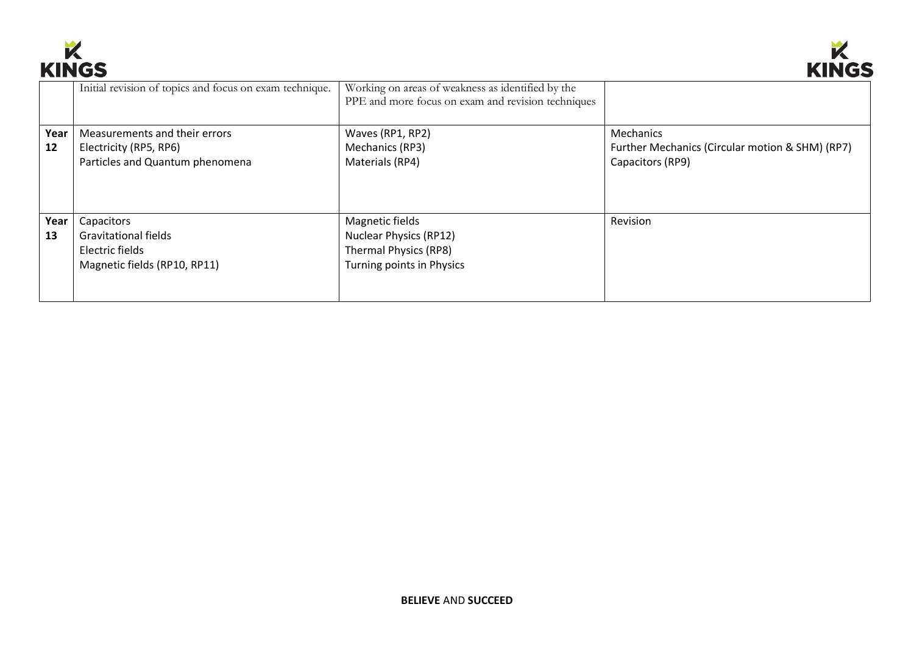| | | | |
|---|---|---|---|
| | Initial revision of topics and focus on exam technique. | Working on areas of weakness as identified by the PPE and more focus on exam and revision techniques | |
| **Year 12** | Measurements and their errors<br>Electricity (RP5, RP6)<br>Particles and Quantum phenomena | Waves (RP1, RP2)<br>Mechanics (RP3)<br>Materials (RP4) | Mechanics<br>Further Mechanics (Circular motion & SHM) (RP7)<br>Capacitors (RP9) |
| **Year 13** | Capacitors<br>Gravitational fields<br>Electric fields<br>Magnetic fields (RP10, RP11) | Magnetic fields<br>Nuclear Physics (RP12)<br>Thermal Physics (RP8)<br>Turning points in Physics | Revision |

**BELIEVE** AND **SUCCEED**